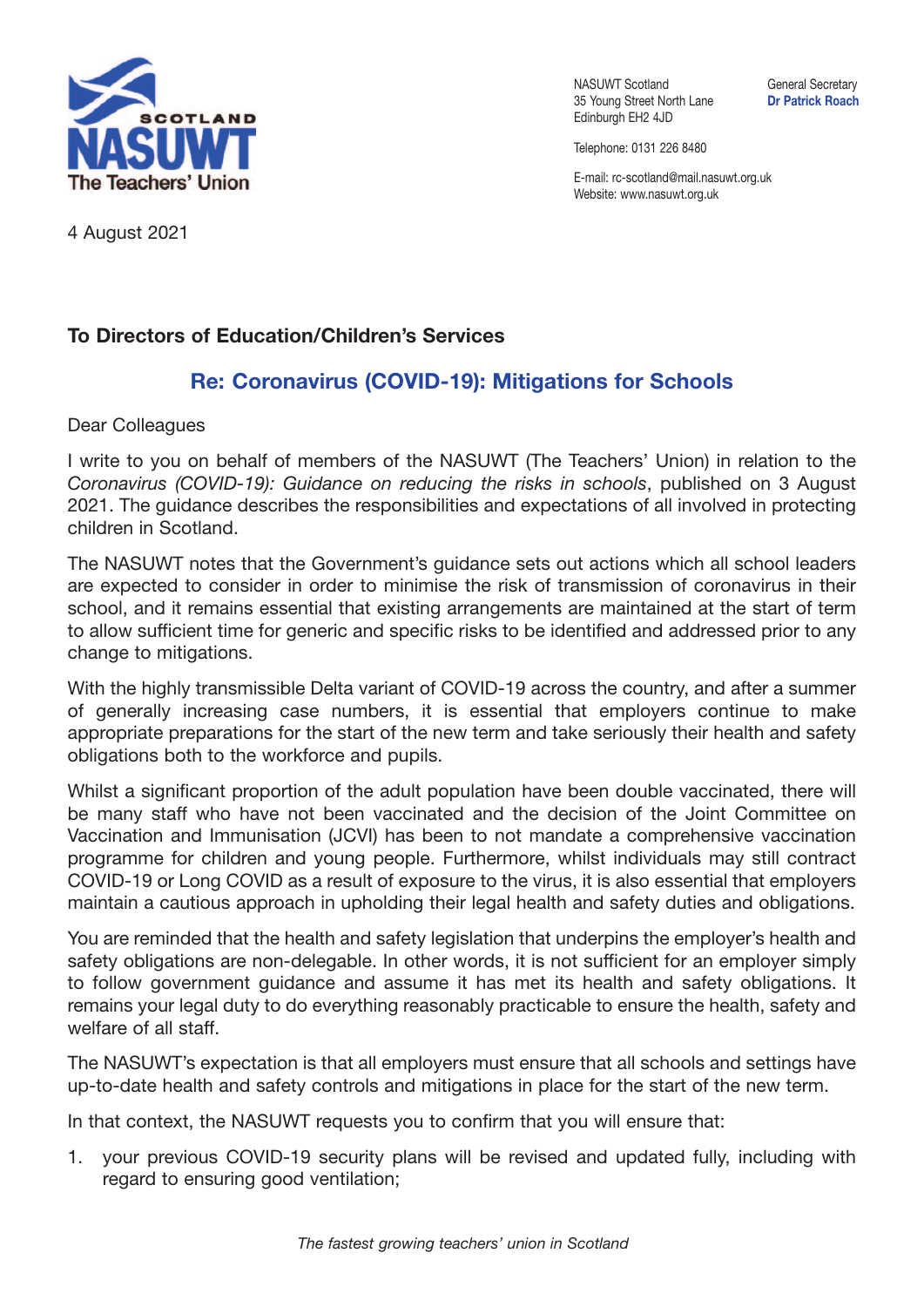SCOTLAND
NASUWT
The Teachers' Union

NASUWT Scotland
35 Young Street North Lane
Edinburgh EH2 4JD

Telephone: 0131 226 8480

E-mail: rc-scotland@mail.nasuwt.org.uk
Website: www.nasuwt.org.uk

General Secretary
**Dr Patrick Roach**

4 August 2021

**To Directors of Education/Children's Services**

## Re: Coronavirus (COVID-19): Mitigations for Schools

Dear Colleagues

I write to you on behalf of members of the NASUWT (The Teachers' Union) in relation to the *Coronavirus (COVID-19): Guidance on reducing the risks in schools*, published on 3 August 2021. The guidance describes the responsibilities and expectations of all involved in protecting children in Scotland.

The NASUWT notes that the Government's guidance sets out actions which all school leaders are expected to consider in order to minimise the risk of transmission of coronavirus in their school, and it remains essential that existing arrangements are maintained at the start of term to allow sufficient time for generic and specific risks to be identified and addressed prior to any change to mitigations.

With the highly transmissible Delta variant of COVID-19 across the country, and after a summer of generally increasing case numbers, it is essential that employers continue to make appropriate preparations for the start of the new term and take seriously their health and safety obligations both to the workforce and pupils.

Whilst a significant proportion of the adult population have been double vaccinated, there will be many staff who have not been vaccinated and the decision of the Joint Committee on Vaccination and Immunisation (JCVI) has been to not mandate a comprehensive vaccination programme for children and young people. Furthermore, whilst individuals may still contract COVID-19 or Long COVID as a result of exposure to the virus, it is also essential that employers maintain a cautious approach in upholding their legal health and safety duties and obligations.

You are reminded that the health and safety legislation that underpins the employer's health and safety obligations are non-delegable. In other words, it is not sufficient for an employer simply to follow government guidance and assume it has met its health and safety obligations. It remains your legal duty to do everything reasonably practicable to ensure the health, safety and welfare of all staff.

The NASUWT's expectation is that all employers must ensure that all schools and settings have up-to-date health and safety controls and mitigations in place for the start of the new term.

In that context, the NASUWT requests you to confirm that you will ensure that:

1. your previous COVID-19 security plans will be revised and updated fully, including with regard to ensuring good ventilation;

*The fastest growing teachers' union in Scotland*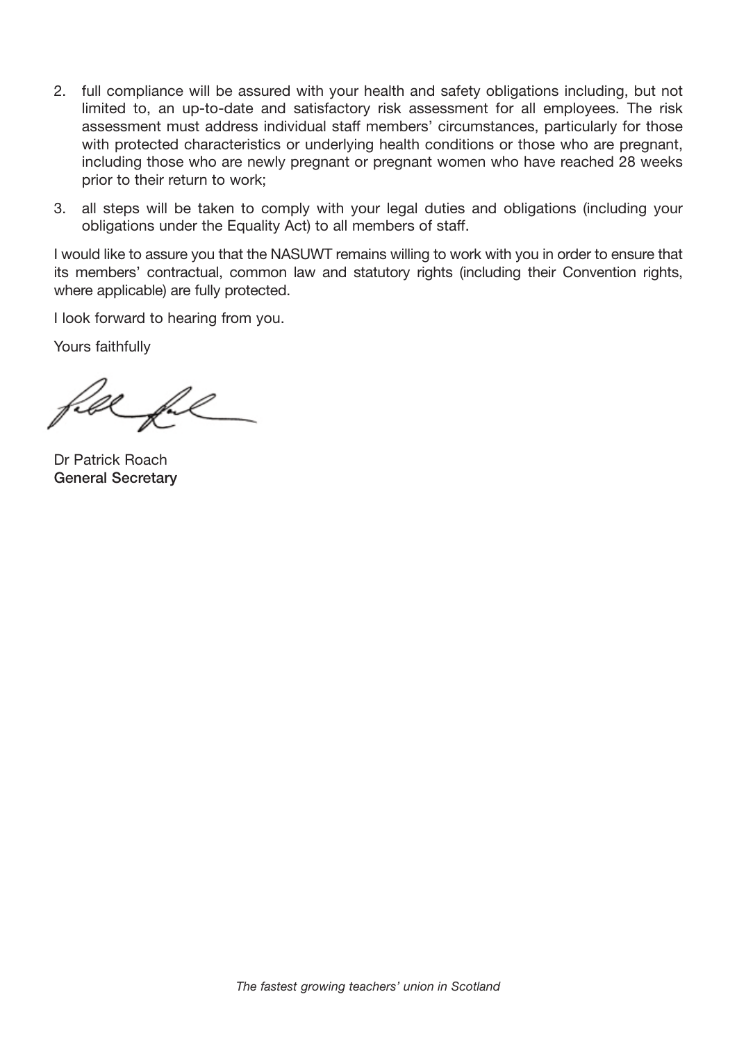2. full compliance will be assured with your health and safety obligations including, but not limited to, an up-to-date and satisfactory risk assessment for all employees. The risk assessment must address individual staff members' circumstances, particularly for those with protected characteristics or underlying health conditions or those who are pregnant, including those who are newly pregnant or pregnant women who have reached 28 weeks prior to their return to work;
3. all steps will be taken to comply with your legal duties and obligations (including your obligations under the Equality Act) to all members of staff.

I would like to assure you that the NASUWT remains willing to work with you in order to ensure that its members' contractual, common law and statutory rights (including their Convention rights, where applicable) are fully protected.

I look forward to hearing from you.

Yours faithfully

Dr Patrick Roach
**General Secretary**

*The fastest growing teachers' union in Scotland*